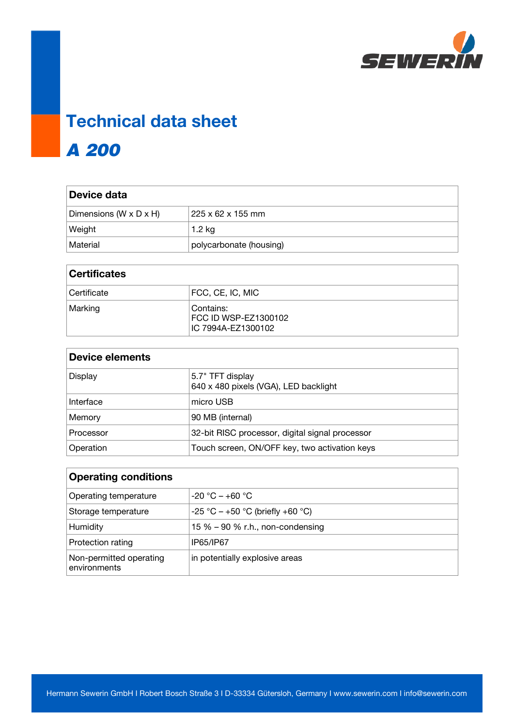# Technical data sheet

## *A 200*

| Device data | |
|---|---|
| Dimensions (W x D x H) | 225 x 62 x 155 mm |
| Weight | 1.2 kg |
| Material | polycarbonate (housing) |

| Certificates | |
|---|---|
| Certificate | FCC, CE, IC, MIC |
| Marking | Contains:<br>FCC ID WSP-EZ1300102<br>IC 7994A-EZ1300102 |

| Device elements | |
|---|---|
| Display | 5.7" TFT display<br>640 x 480 pixels (VGA), LED backlight |
| Interface | micro USB |
| Memory | 90 MB (internal) |
| Processor | 32-bit RISC processor, digital signal processor |
| Operation | Touch screen, ON/OFF key, two activation keys |

| Operating conditions | |
|---|---|
| Operating temperature | -20 °C – +60 °C |
| Storage temperature | -25 °C – +50 °C (briefly +60 °C) |
| Humidity | 15 % – 90 % r.h., non-condensing |
| Protection rating | IP65/IP67 |
| Non-permitted operating environments | in potentially explosive areas |

Hermann Sewerin GmbH I Robert Bosch Straße 3 I D-33334 Gütersloh, Germany I www.sewerin.com I info@sewerin.com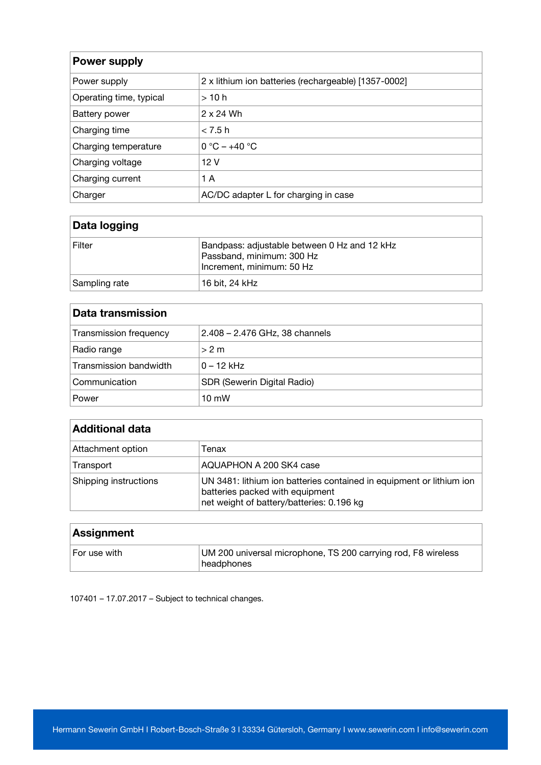| Power supply | |
|---|---|
| Power supply | 2 x lithium ion batteries (rechargeable) [1357-0002] |
| Operating time, typical | > 10 h |
| Battery power | 2 x 24 Wh |
| Charging time | < 7.5 h |
| Charging temperature | 0 °C – +40 °C |
| Charging voltage | 12 V |
| Charging current | 1 A |
| Charger | AC/DC adapter L for charging in case |

| Data logging | |
|---|---|
| Filter | Bandpass: adjustable between 0 Hz and 12 kHz<br>Passband, minimum: 300 Hz<br>Increment, minimum: 50 Hz |
| Sampling rate | 16 bit, 24 kHz |

| Data transmission | |
|---|---|
| Transmission frequency | 2.408 – 2.476 GHz, 38 channels |
| Radio range | > 2 m |
| Transmission bandwidth | 0 – 12 kHz |
| Communication | SDR (Sewerin Digital Radio) |
| Power | 10 mW |

| Additional data | |
|---|---|
| Attachment option | Tenax |
| Transport | AQUAPHON A 200 SK4 case |
| Shipping instructions | UN 3481: lithium ion batteries contained in equipment or lithium ion batteries packed with equipment<br>net weight of battery/batteries: 0.196 kg |

| Assignment | |
|---|---|
| For use with | UM 200 universal microphone, TS 200 carrying rod, F8 wireless headphones |

107401 – 17.07.2017 – Subject to technical changes.

Hermann Sewerin GmbH I Robert-Bosch-Straße 3 I 33334 Gütersloh, Germany I www.sewerin.com I info@sewerin.com